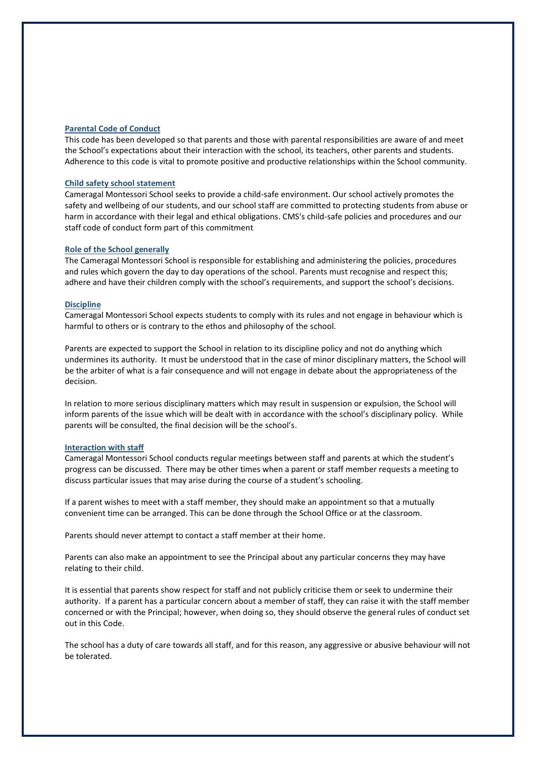## Parental Code of Conduct

This code has been developed so that parents and those with parental responsibilities are aware of and meet the School's expectations about their interaction with the school, its teachers, other parents and students. Adherence to this code is vital to promote positive and productive relationships within the School community.

## Child safety school statement

Cameragal Montessori School seeks to provide a child-safe environment. Our school actively promotes the safety and wellbeing of our students, and our school staff are committed to protecting students from abuse or harm in accordance with their legal and ethical obligations. CMS's child-safe policies and procedures and our staff code of conduct form part of this commitment

## Role of the School generally

The Cameragal Montessori School is responsible for establishing and administering the policies, procedures and rules which govern the day to day operations of the school. Parents must recognise and respect this; adhere and have their children comply with the school's requirements, and support the school's decisions.

## Discipline

Cameragal Montessori School expects students to comply with its rules and not engage in behaviour which is harmful to others or is contrary to the ethos and philosophy of the school.

Parents are expected to support the School in relation to its discipline policy and not do anything which undermines its authority. It must be understood that in the case of minor disciplinary matters, the School will be the arbiter of what is a fair consequence and will not engage in debate about the appropriateness of the decision.

In relation to more serious disciplinary matters which may result in suspension or expulsion, the School will inform parents of the issue which will be dealt with in accordance with the school's disciplinary policy. While parents will be consulted, the final decision will be the school's.

## Interaction with staff

Cameragal Montessori School conducts regular meetings between staff and parents at which the student's progress can be discussed. There may be other times when a parent or staff member requests a meeting to discuss particular issues that may arise during the course of a student's schooling.

If a parent wishes to meet with a staff member, they should make an appointment so that a mutually convenient time can be arranged. This can be done through the School Office or at the classroom.

Parents should never attempt to contact a staff member at their home.

Parents can also make an appointment to see the Principal about any particular concerns they may have relating to their child.

It is essential that parents show respect for staff and not publicly criticise them or seek to undermine their authority. If a parent has a particular concern about a member of staff, they can raise it with the staff member concerned or with the Principal; however, when doing so, they should observe the general rules of conduct set out in this Code.

The school has a duty of care towards all staff, and for this reason, any aggressive or abusive behaviour will not be tolerated.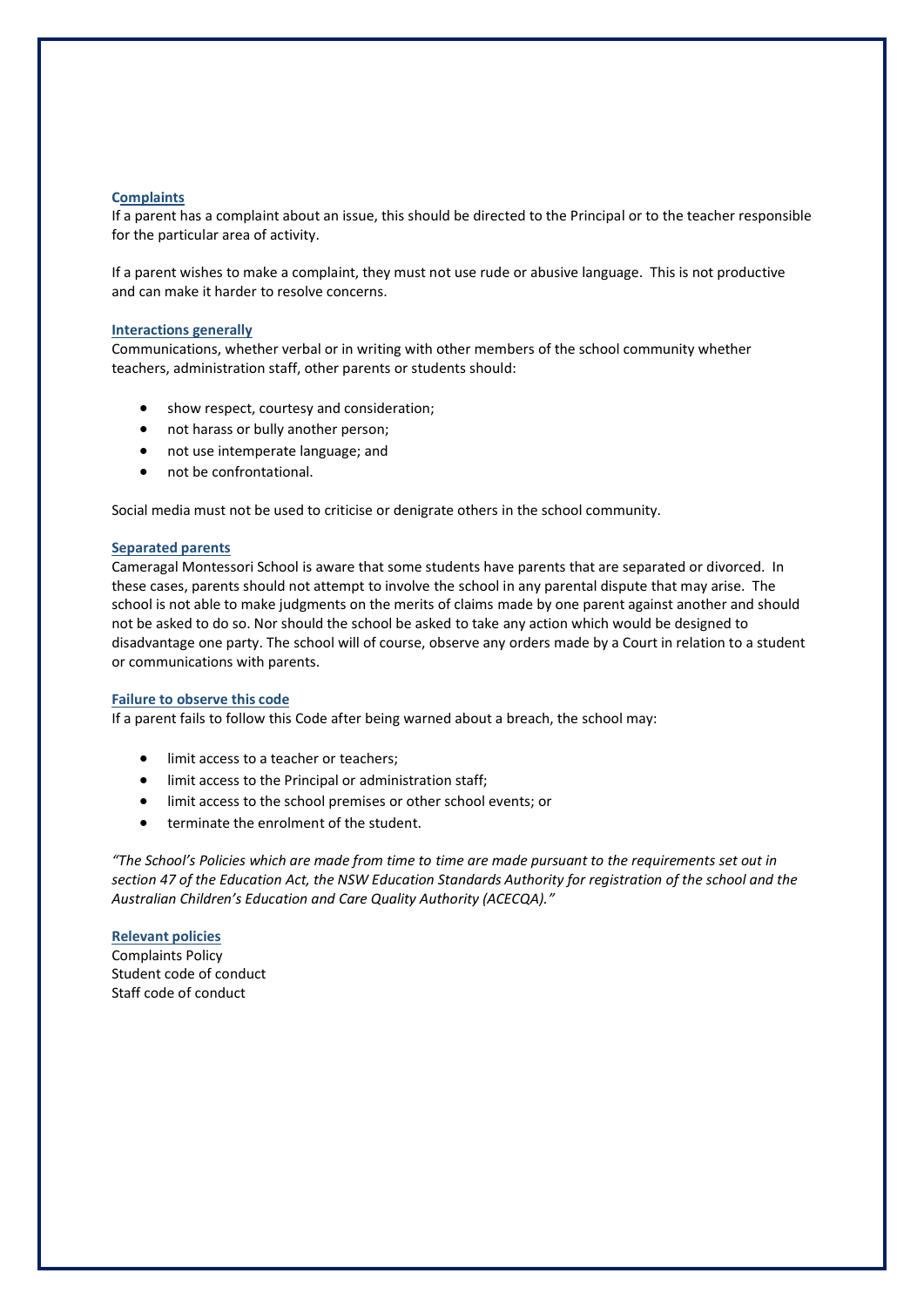## Complaints

If a parent has a complaint about an issue, this should be directed to the Principal or to the teacher responsible for the particular area of activity.

If a parent wishes to make a complaint, they must not use rude or abusive language. This is not productive and can make it harder to resolve concerns.

## Interactions generally

Communications, whether verbal or in writing with other members of the school community whether teachers, administration staff, other parents or students should:

- show respect, courtesy and consideration;
- not harass or bully another person;
- not use intemperate language; and
- not be confrontational.

Social media must not be used to criticise or denigrate others in the school community.

## Separated parents

Cameragal Montessori School is aware that some students have parents that are separated or divorced. In these cases, parents should not attempt to involve the school in any parental dispute that may arise. The school is not able to make judgments on the merits of claims made by one parent against another and should not be asked to do so. Nor should the school be asked to take any action which would be designed to disadvantage one party. The school will of course, observe any orders made by a Court in relation to a student or communications with parents.

## Failure to observe this code

If a parent fails to follow this Code after being warned about a breach, the school may:

- limit access to a teacher or teachers;
- limit access to the Principal or administration staff;
- limit access to the school premises or other school events; or
- terminate the enrolment of the student.

*"The School's Policies which are made from time to time are made pursuant to the requirements set out in section 47 of the Education Act, the NSW Education Standards Authority for registration of the school and the Australian Children's Education and Care Quality Authority (ACECQA)."*

## Relevant policies

Complaints Policy
Student code of conduct
Staff code of conduct